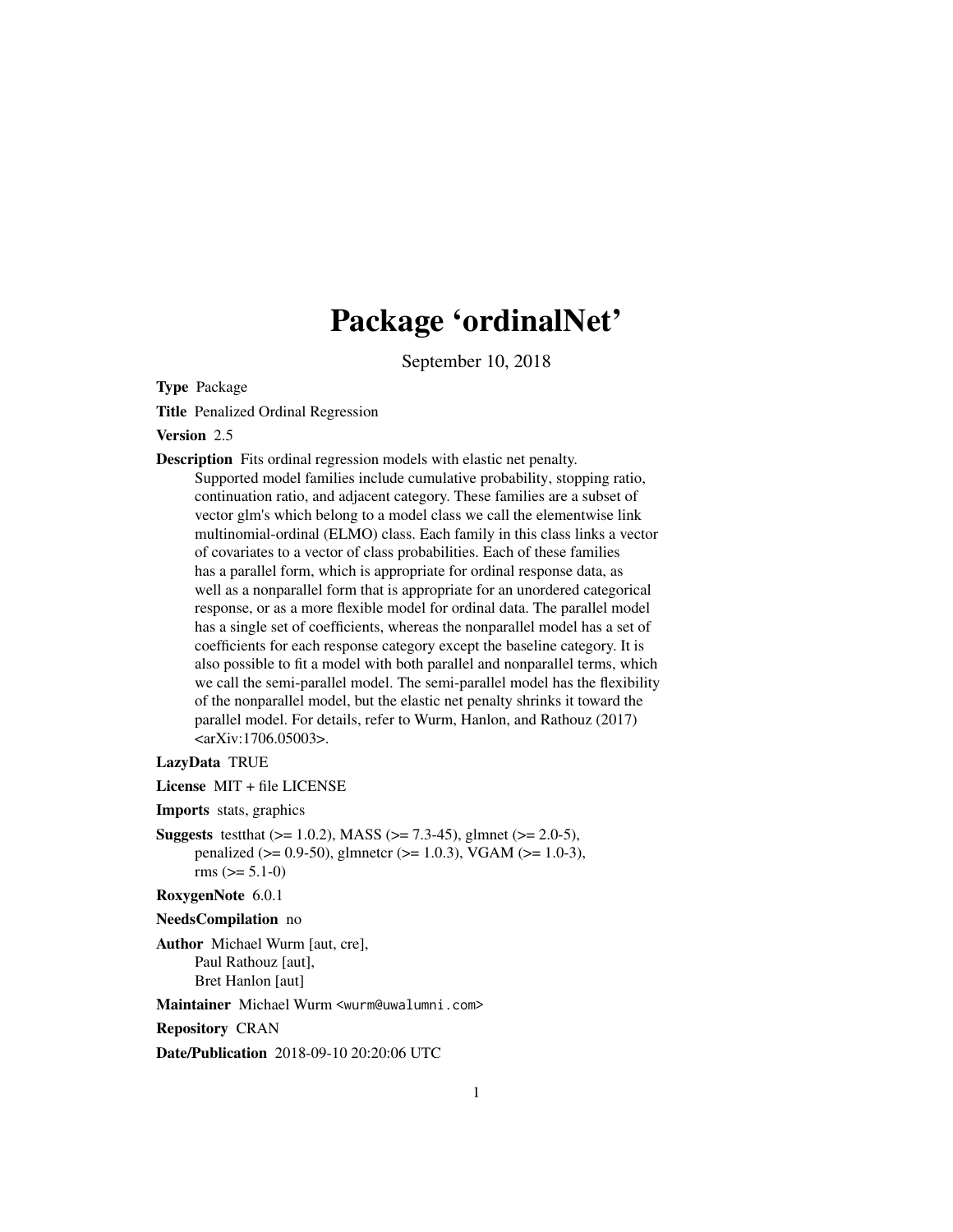# Package 'ordinalNet'

September 10, 2018

**Type** Package

**Title** Penalized Ordinal Regression

**Version** 2.5

**Description** Fits ordinal regression models with elastic net penalty.
Supported model families include cumulative probability, stopping ratio, continuation ratio, and adjacent category. These families are a subset of vector glm's which belong to a model class we call the elementwise link multinomial-ordinal (ELMO) class. Each family in this class links a vector of covariates to a vector of class probabilities. Each of these families has a parallel form, which is appropriate for ordinal response data, as well as a nonparallel form that is appropriate for an unordered categorical response, or as a more flexible model for ordinal data. The parallel model has a single set of coefficients, whereas the nonparallel model has a set of coefficients for each response category except the baseline category. It is also possible to fit a model with both parallel and nonparallel terms, which we call the semi-parallel model. The semi-parallel model has the flexibility of the nonparallel model, but the elastic net penalty shrinks it toward the parallel model. For details, refer to Wurm, Hanlon, and Rathouz (2017) <arXiv:1706.05003>.

**LazyData** TRUE

**License** MIT + file LICENSE

**Imports** stats, graphics

**Suggests** testthat (>= 1.0.2), MASS (>= 7.3-45), glmnet (>= 2.0-5), penalized (>= 0.9-50), glmnetcr (>= 1.0.3), VGAM (>= 1.0-3), rms (>= 5.1-0)

**RoxygenNote** 6.0.1

**NeedsCompilation** no

**Author** Michael Wurm [aut, cre], Paul Rathouz [aut], Bret Hanlon [aut]

**Maintainer** Michael Wurm <wurm@uwalumni.com>

**Repository** CRAN

**Date/Publication** 2018-09-10 20:20:06 UTC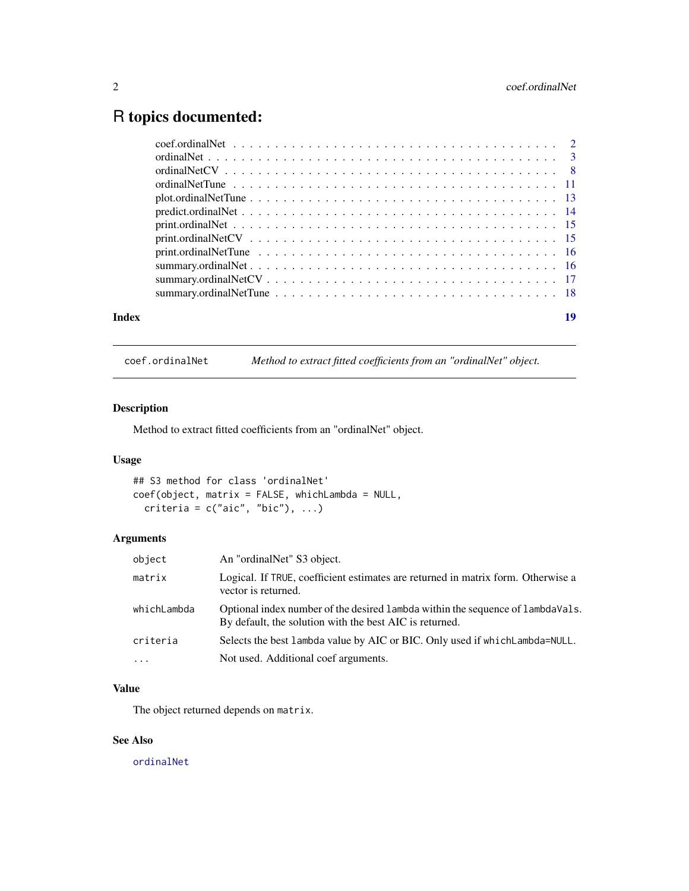# R topics documented:

| | |
|---|---|
| coef.ordinalNet | 2 |
| ordinalNet | 3 |
| ordinalNetCV | 8 |
| ordinalNetTune | 11 |
| plot.ordinalNetTune | 13 |
| predict.ordinalNet | 14 |
| print.ordinalNet | 15 |
| print.ordinalNetCV | 15 |
| print.ordinalNetTune | 16 |
| summary.ordinalNet | 16 |
| summary.ordinalNetCV | 17 |
| summary.ordinalNetTune | 18 |
| **Index** | **19** |

---

coef.ordinalNet — *Method to extract fitted coefficients from an "ordinalNet" object.*

---

## Description

Method to extract fitted coefficients from an "ordinalNet" object.

## Usage

```
## S3 method for class 'ordinalNet'
coef(object, matrix = FALSE, whichLambda = NULL,
  criteria = c("aic", "bic"), ...)
```

## Arguments

| | |
|---|---|
| object | An "ordinalNet" S3 object. |
| matrix | Logical. If TRUE, coefficient estimates are returned in matrix form. Otherwise a vector is returned. |
| whichLambda | Optional index number of the desired lambda within the sequence of lambdaVals. By default, the solution with the best AIC is returned. |
| criteria | Selects the best lambda value by AIC or BIC. Only used if whichLambda=NULL. |
| ... | Not used. Additional coef arguments. |

## Value

The object returned depends on matrix.

## See Also

ordinalNet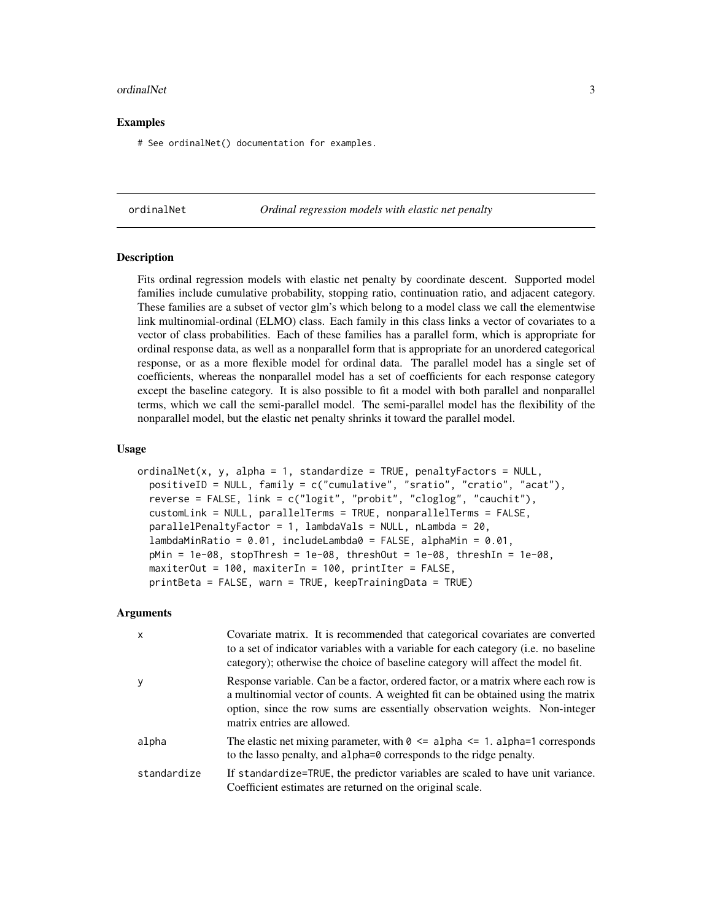### Examples

```
# See ordinalNet() documentation for examples.
```

## ordinalNet *Ordinal regression models with elastic net penalty*

### Description

Fits ordinal regression models with elastic net penalty by coordinate descent. Supported model families include cumulative probability, stopping ratio, continuation ratio, and adjacent category. These families are a subset of vector glm's which belong to a model class we call the elementwise link multinomial-ordinal (ELMO) class. Each family in this class links a vector of covariates to a vector of class probabilities. Each of these families has a parallel form, which is appropriate for ordinal response data, as well as a nonparallel form that is appropriate for an unordered categorical response, or as a more flexible model for ordinal data. The parallel model has a single set of coefficients, whereas the nonparallel model has a set of coefficients for each response category except the baseline category. It is also possible to fit a model with both parallel and nonparallel terms, which we call the semi-parallel model. The semi-parallel model has the flexibility of the nonparallel model, but the elastic net penalty shrinks it toward the parallel model.

### Usage

```
ordinalNet(x, y, alpha = 1, standardize = TRUE, penaltyFactors = NULL,
  positiveID = NULL, family = c("cumulative", "sratio", "cratio", "acat"),
  reverse = FALSE, link = c("logit", "probit", "cloglog", "cauchit"),
  customLink = NULL, parallelTerms = TRUE, nonparallelTerms = FALSE,
  parallelPenaltyFactor = 1, lambdaVals = NULL, nLambda = 20,
  lambdaMinRatio = 0.01, includeLambda0 = FALSE, alphaMin = 0.01,
  pMin = 1e-08, stopThresh = 1e-08, threshOut = 1e-08, threshIn = 1e-08,
  maxiterOut = 100, maxiterIn = 100, printIter = FALSE,
  printBeta = FALSE, warn = TRUE, keepTrainingData = TRUE)
```

### Arguments

| | |
|---|---|
| x | Covariate matrix. It is recommended that categorical covariates are converted to a set of indicator variables with a variable for each category (i.e. no baseline category); otherwise the choice of baseline category will affect the model fit. |
| y | Response variable. Can be a factor, ordered factor, or a matrix where each row is a multinomial vector of counts. A weighted fit can be obtained using the matrix option, since the row sums are essentially observation weights. Non-integer matrix entries are allowed. |
| alpha | The elastic net mixing parameter, with `0 <= alpha <= 1`. `alpha=1` corresponds to the lasso penalty, and `alpha=0` corresponds to the ridge penalty. |
| standardize | If `standardize=TRUE`, the predictor variables are scaled to have unit variance. Coefficient estimates are returned on the original scale. |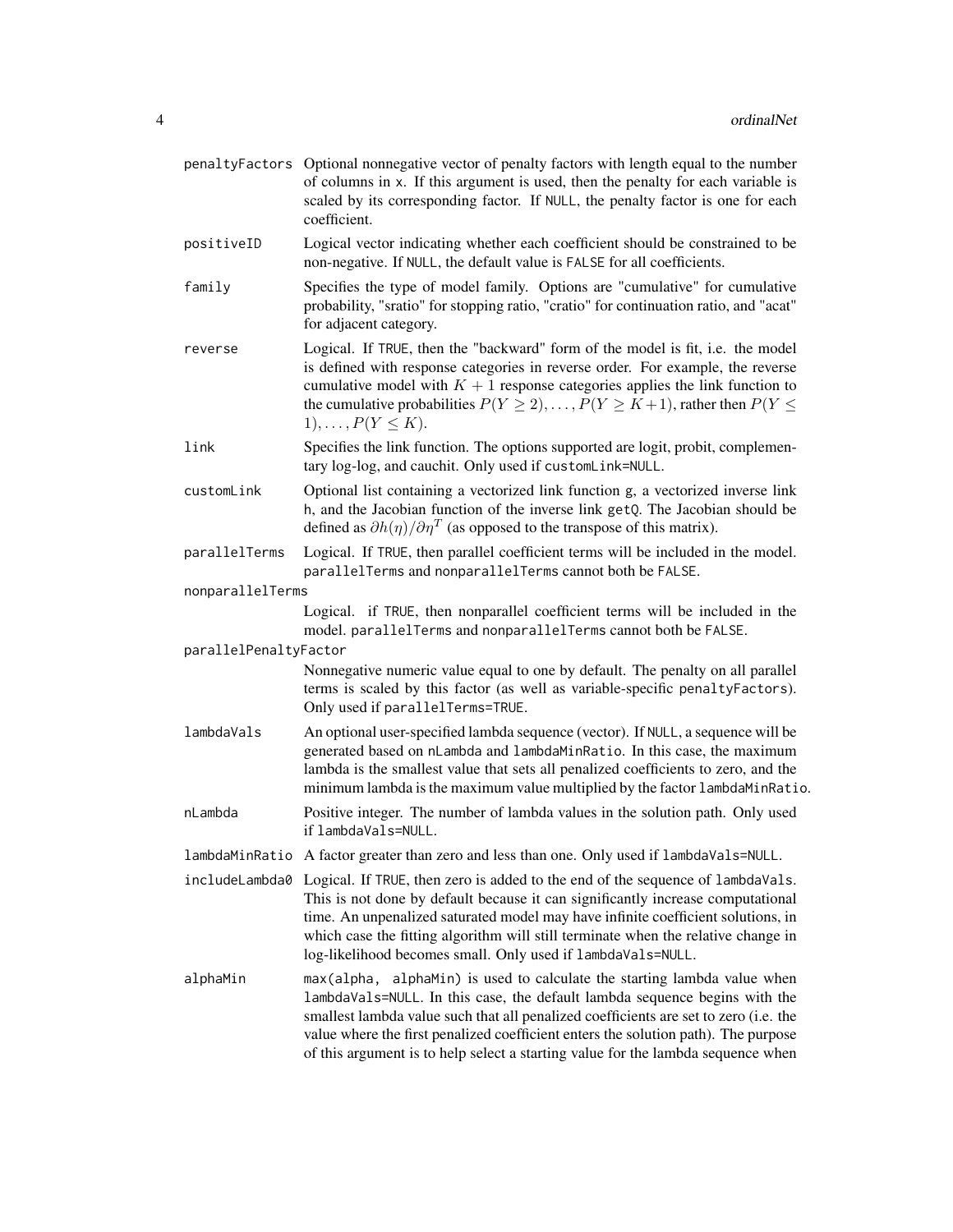| | |
|---|---|
| `penaltyFactors` | Optional nonnegative vector of penalty factors with length equal to the number of columns in `x`. If this argument is used, then the penalty for each variable is scaled by its corresponding factor. If `NULL`, the penalty factor is one for each coefficient. |
| `positiveID` | Logical vector indicating whether each coefficient should be constrained to be non-negative. If `NULL`, the default value is `FALSE` for all coefficients. |
| `family` | Specifies the type of model family. Options are "cumulative" for cumulative probability, "sratio" for stopping ratio, "cratio" for continuation ratio, and "acat" for adjacent category. |
| `reverse` | Logical. If `TRUE`, then the "backward" form of the model is fit, i.e. the model is defined with response categories in reverse order. For example, the reverse cumulative model with $K+1$ response categories applies the link function to the cumulative probabilities $P(Y \geq 2), \ldots, P(Y \geq K+1)$, rather then $P(Y \leq 1), \ldots, P(Y \leq K)$. |
| `link` | Specifies the link function. The options supported are logit, probit, complementary log-log, and cauchit. Only used if `customLink=NULL`. |
| `customLink` | Optional list containing a vectorized link function `g`, a vectorized inverse link `h`, and the Jacobian function of the inverse link `getQ`. The Jacobian should be defined as $\partial h(\eta) / \partial \eta^T$ (as opposed to the transpose of this matrix). |
| `parallelTerms` | Logical. If `TRUE`, then parallel coefficient terms will be included in the model. `parallelTerms` and `nonparallelTerms` cannot both be `FALSE`. |
| `nonparallelTerms` | Logical. if `TRUE`, then nonparallel coefficient terms will be included in the model. `parallelTerms` and `nonparallelTerms` cannot both be `FALSE`. |
| `parallelPenaltyFactor` | Nonnegative numeric value equal to one by default. The penalty on all parallel terms is scaled by this factor (as well as variable-specific `penaltyFactors`). Only used if `parallelTerms=TRUE`. |
| `lambdaVals` | An optional user-specified lambda sequence (vector). If `NULL`, a sequence will be generated based on `nLambda` and `lambdaMinRatio`. In this case, the maximum lambda is the smallest value that sets all penalized coefficients to zero, and the minimum lambda is the maximum value multiplied by the factor `lambdaMinRatio`. |
| `nLambda` | Positive integer. The number of lambda values in the solution path. Only used if `lambdaVals=NULL`. |
| `lambdaMinRatio` | A factor greater than zero and less than one. Only used if `lambdaVals=NULL`. |
| `includeLambda0` | Logical. If `TRUE`, then zero is added to the end of the sequence of `lambdaVals`. This is not done by default because it can significantly increase computational time. An unpenalized saturated model may have infinite coefficient solutions, in which case the fitting algorithm will still terminate when the relative change in log-likelihood becomes small. Only used if `lambdaVals=NULL`. |
| `alphaMin` | `max(alpha, alphaMin)` is used to calculate the starting lambda value when `lambdaVals=NULL`. In this case, the default lambda sequence begins with the smallest lambda value such that all penalized coefficients are set to zero (i.e. the value where the first penalized coefficient enters the solution path). The purpose of this argument is to help select a starting value for the lambda sequence when |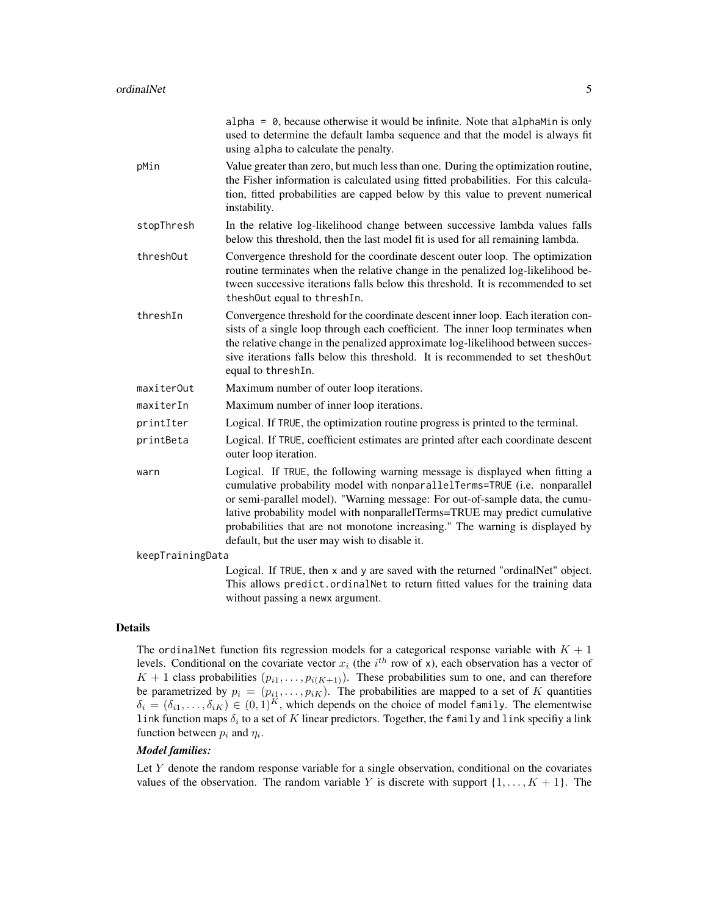alpha = 0, because otherwise it would be infinite. Note that alphaMin is only used to determine the default lamba sequence and that the model is always fit using alpha to calculate the penalty.

pMin
: Value greater than zero, but much less than one. During the optimization routine, the Fisher information is calculated using fitted probabilities. For this calculation, fitted probabilities are capped below by this value to prevent numerical instability.

stopThresh
: In the relative log-likelihood change between successive lambda values falls below this threshold, then the last model fit is used for all remaining lambda.

threshOut
: Convergence threshold for the coordinate descent outer loop. The optimization routine terminates when the relative change in the penalized log-likelihood between successive iterations falls below this threshold. It is recommended to set theshOut equal to threshIn.

threshIn
: Convergence threshold for the coordinate descent inner loop. Each iteration consists of a single loop through each coefficient. The inner loop terminates when the relative change in the penalized approximate log-likelihood between successive iterations falls below this threshold. It is recommended to set theshOut equal to threshIn.

maxiterOut
: Maximum number of outer loop iterations.

maxiterIn
: Maximum number of inner loop iterations.

printIter
: Logical. If TRUE, the optimization routine progress is printed to the terminal.

printBeta
: Logical. If TRUE, coefficient estimates are printed after each coordinate descent outer loop iteration.

warn
: Logical. If TRUE, the following warning message is displayed when fitting a cumulative probability model with nonparallelTerms=TRUE (i.e. nonparallel or semi-parallel model). "Warning message: For out-of-sample data, the cumulative probability model with nonparallelTerms=TRUE may predict cumulative probabilities that are not monotone increasing." The warning is displayed by default, but the user may wish to disable it.

keepTrainingData
: Logical. If TRUE, then x and y are saved with the returned "ordinalNet" object. This allows predict.ordinalNet to return fitted values for the training data without passing a newx argument.

## Details

The ordinalNet function fits regression models for a categorical response variable with $K + 1$ levels. Conditional on the covariate vector $x_i$ (the $i^{th}$ row of x), each observation has a vector of $K + 1$ class probabilities $(p_{i1}, \ldots, p_{i(K+1)})$. These probabilities sum to one, and can therefore be parametrized by $p_i = (p_{i1}, \ldots, p_{iK})$. The probabilities are mapped to a set of $K$ quantities $\delta_i = (\delta_{i1}, \ldots, \delta_{iK}) \in (0, 1)^K$, which depends on the choice of model family. The elementwise link function maps $\delta_i$ to a set of $K$ linear predictors. Together, the family and link specifiy a link function between $p_i$ and $\eta_i$.

***Model families:***

Let $Y$ denote the random response variable for a single observation, conditional on the covariates values of the observation. The random variable $Y$ is discrete with support $\{1, \ldots, K + 1\}$. The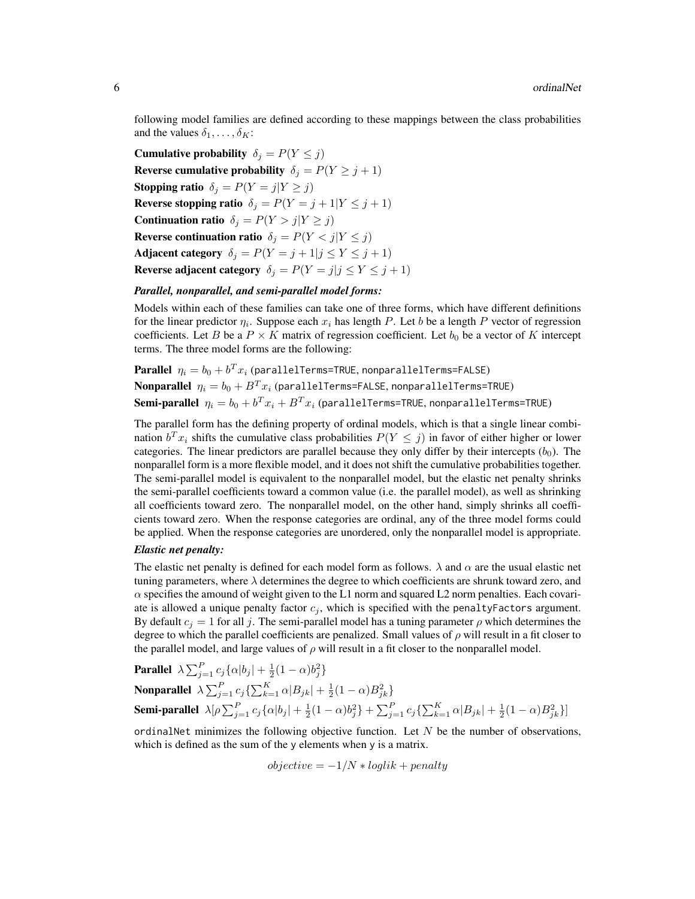following model families are defined according to these mappings between the class probabilities and the values $\delta_1, \ldots, \delta_K$:

**Cumulative probability** $\delta_j = P(Y \le j)$

**Reverse cumulative probability** $\delta_j = P(Y \ge j+1)$

**Stopping ratio** $\delta_j = P(Y = j | Y \ge j)$

**Reverse stopping ratio** $\delta_j = P(Y = j+1 | Y \le j+1)$

**Continuation ratio** $\delta_j = P(Y > j | Y \ge j)$

**Reverse continuation ratio** $\delta_j = P(Y < j | Y \le j)$

**Adjacent category** $\delta_j = P(Y = j+1 | j \le Y \le j+1)$

**Reverse adjacent category** $\delta_j = P(Y = j | j \le Y \le j+1)$

***Parallel, nonparallel, and semi-parallel model forms:***

Models within each of these families can take one of three forms, which have different definitions for the linear predictor $\eta_i$. Suppose each $x_i$ has length $P$. Let $b$ be a length $P$ vector of regression coefficients. Let $B$ be a $P \times K$ matrix of regression coefficient. Let $b_0$ be a vector of $K$ intercept terms. The three model forms are the following:

**Parallel** $\eta_i = b_0 + b^T x_i$ (`parallelTerms=TRUE`, `nonparallelTerms=FALSE`)

**Nonparallel** $\eta_i = b_0 + B^T x_i$ (`parallelTerms=FALSE`, `nonparallelTerms=TRUE`)

**Semi-parallel** $\eta_i = b_0 + b^T x_i + B^T x_i$ (`parallelTerms=TRUE`, `nonparallelTerms=TRUE`)

The parallel form has the defining property of ordinal models, which is that a single linear combination $b^T x_i$ shifts the cumulative class probabilities $P(Y \le j)$ in favor of either higher or lower categories. The linear predictors are parallel because they only differ by their intercepts ($b_0$). The nonparallel form is a more flexible model, and it does not shift the cumulative probabilities together. The semi-parallel model is equivalent to the nonparallel model, but the elastic net penalty shrinks the semi-parallel coefficients toward a common value (i.e. the parallel model), as well as shrinking all coefficients toward zero. The nonparallel model, on the other hand, simply shrinks all coefficients toward zero. When the response categories are ordinal, any of the three model forms could be applied. When the response categories are unordered, only the nonparallel model is appropriate.

***Elastic net penalty:***

The elastic net penalty is defined for each model form as follows. $\lambda$ and $\alpha$ are the usual elastic net tuning parameters, where $\lambda$ determines the degree to which coefficients are shrunk toward zero, and $\alpha$ specifies the amound of weight given to the L1 norm and squared L2 norm penalties. Each covariate is allowed a unique penalty factor $c_j$, which is specified with the `penaltyFactors` argument. By default $c_j = 1$ for all $j$. The semi-parallel model has a tuning parameter $\rho$ which determines the degree to which the parallel coefficients are penalized. Small values of $\rho$ will result in a fit closer to the parallel model, and large values of $\rho$ will result in a fit closer to the nonparallel model.

**Parallel** $\lambda \sum_{j=1}^{P} c_j \{\alpha |b_j| + \frac{1}{2}(1-\alpha) b_j^2\}$

**Nonparallel** $\lambda \sum_{j=1}^{P} c_j \{\sum_{k=1}^{K} \alpha |B_{jk}| + \frac{1}{2}(1-\alpha) B_{jk}^2\}$

**Semi-parallel** $\lambda[\rho \sum_{j=1}^{P} c_j \{\alpha |b_j| + \frac{1}{2}(1-\alpha) b_j^2\} + \sum_{j=1}^{P} c_j \{\sum_{k=1}^{K} \alpha |B_{jk}| + \frac{1}{2}(1-\alpha) B_{jk}^2\}]$

`ordinalNet` minimizes the following objective function. Let $N$ be the number of observations, which is defined as the sum of the `y` elements when `y` is a matrix.

$$objective = -1/N * loglik + penalty$$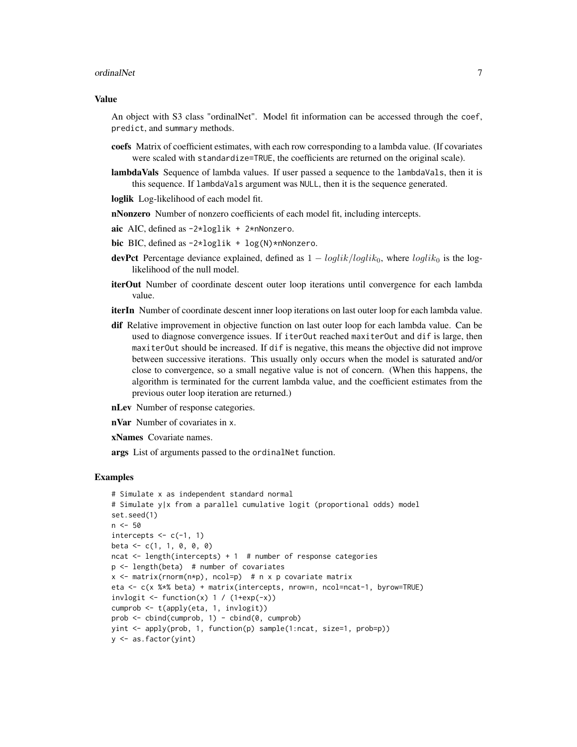### Value

An object with S3 class "ordinalNet". Model fit information can be accessed through the coef, predict, and summary methods.

**coefs** Matrix of coefficient estimates, with each row corresponding to a lambda value. (If covariates were scaled with standardize=TRUE, the coefficients are returned on the original scale).

**lambdaVals** Sequence of lambda values. If user passed a sequence to the lambdaVals, then it is this sequence. If lambdaVals argument was NULL, then it is the sequence generated.

**loglik** Log-likelihood of each model fit.

**nNonzero** Number of nonzero coefficients of each model fit, including intercepts.

**aic** AIC, defined as -2*loglik + 2*nNonzero.

**bic** BIC, defined as -2*loglik + log(N)*nNonzero.

**devPct** Percentage deviance explained, defined as $1 - loglik/loglik_0$, where $loglik_0$ is the log-likelihood of the null model.

**iterOut** Number of coordinate descent outer loop iterations until convergence for each lambda value.

**iterIn** Number of coordinate descent inner loop iterations on last outer loop for each lambda value.

**dif** Relative improvement in objective function on last outer loop for each lambda value. Can be used to diagnose convergence issues. If iterOut reached maxiterOut and dif is large, then maxiterOut should be increased. If dif is negative, this means the objective did not improve between successive iterations. This usually only occurs when the model is saturated and/or close to convergence, so a small negative value is not of concern. (When this happens, the algorithm is terminated for the current lambda value, and the coefficient estimates from the previous outer loop iteration are returned.)

**nLev** Number of response categories.

**nVar** Number of covariates in x.

**xNames** Covariate names.

**args** List of arguments passed to the ordinalNet function.

### Examples

```
# Simulate x as independent standard normal
# Simulate y|x from a parallel cumulative logit (proportional odds) model
set.seed(1)
n <- 50
intercepts <- c(-1, 1)
beta <- c(1, 1, 0, 0, 0)
ncat <- length(intercepts) + 1  # number of response categories
p <- length(beta)  # number of covariates
x <- matrix(rnorm(n*p), ncol=p)  # n x p covariate matrix
eta <- c(x %*% beta) + matrix(intercepts, nrow=n, ncol=ncat-1, byrow=TRUE)
invlogit <- function(x) 1 / (1+exp(-x))
cumprob <- t(apply(eta, 1, invlogit))
prob <- cbind(cumprob, 1) - cbind(0, cumprob)
yint <- apply(prob, 1, function(p) sample(1:ncat, size=1, prob=p))
y <- as.factor(yint)
```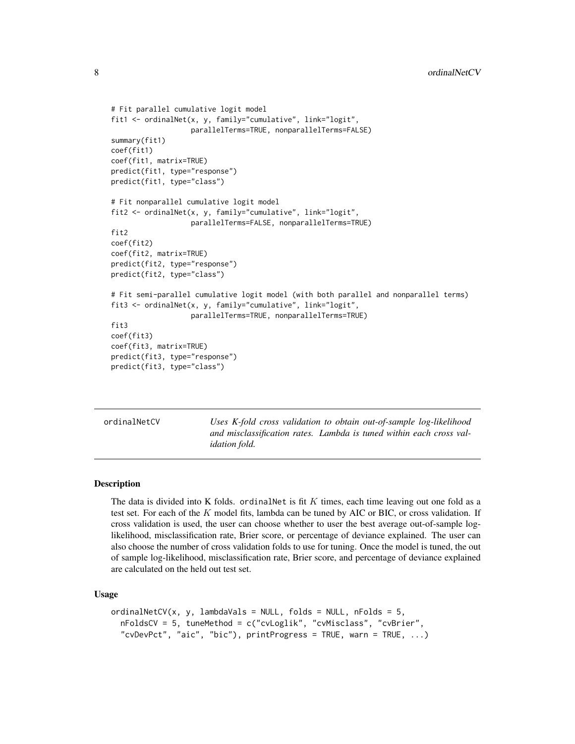```
# Fit parallel cumulative logit model
fit1 <- ordinalNet(x, y, family="cumulative", link="logit",
                   parallelTerms=TRUE, nonparallelTerms=FALSE)
summary(fit1)
coef(fit1)
coef(fit1, matrix=TRUE)
predict(fit1, type="response")
predict(fit1, type="class")

# Fit nonparallel cumulative logit model
fit2 <- ordinalNet(x, y, family="cumulative", link="logit",
                   parallelTerms=FALSE, nonparallelTerms=TRUE)
fit2
coef(fit2)
coef(fit2, matrix=TRUE)
predict(fit2, type="response")
predict(fit2, type="class")

# Fit semi-parallel cumulative logit model (with both parallel and nonparallel terms)
fit3 <- ordinalNet(x, y, family="cumulative", link="logit",
                   parallelTerms=TRUE, nonparallelTerms=TRUE)
fit3
coef(fit3)
coef(fit3, matrix=TRUE)
predict(fit3, type="response")
predict(fit3, type="class")
```

---

## ordinalNetCV

*Uses K-fold cross validation to obtain out-of-sample log-likelihood and misclassification rates. Lambda is tuned within each cross validation fold.*

---

### Description

The data is divided into K folds. `ordinalNet` is fit $K$ times, each time leaving out one fold as a test set. For each of the $K$ model fits, lambda can be tuned by AIC or BIC, or cross validation. If cross validation is used, the user can choose whether to user the best average out-of-sample log-likelihood, misclassification rate, Brier score, or percentage of deviance explained. The user can also choose the number of cross validation folds to use for tuning. Once the model is tuned, the out of sample log-likelihood, misclassification rate, Brier score, and percentage of deviance explained are calculated on the held out test set.

### Usage

```
ordinalNetCV(x, y, lambdaVals = NULL, folds = NULL, nFolds = 5,
  nFoldsCV = 5, tuneMethod = c("cvLoglik", "cvMisclass", "cvBrier",
  "cvDevPct", "aic", "bic"), printProgress = TRUE, warn = TRUE, ...)
```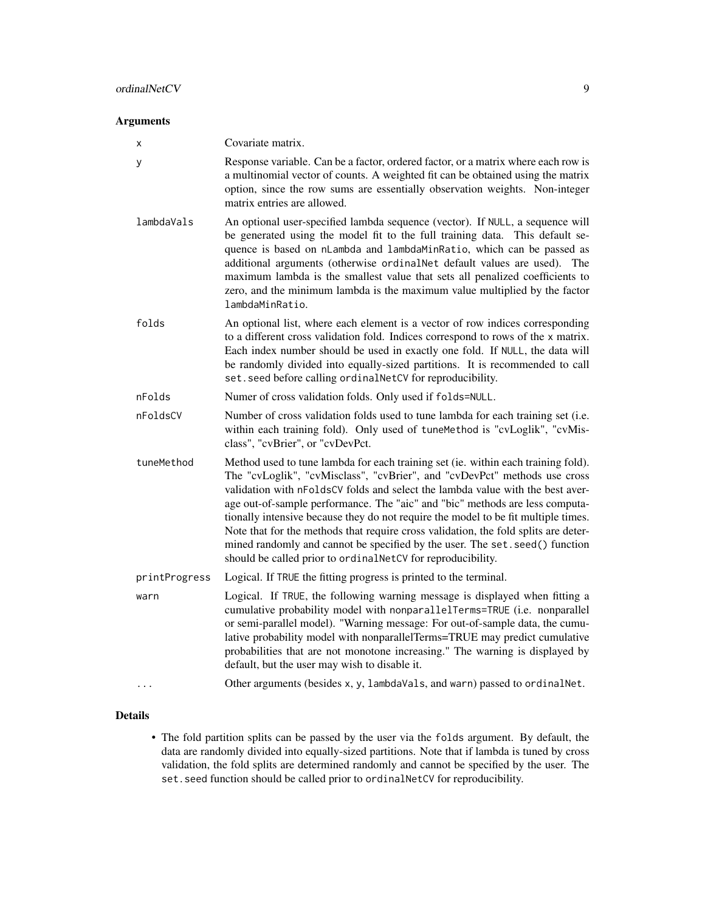## Arguments

- `x` — Covariate matrix.
- `y` — Response variable. Can be a factor, ordered factor, or a matrix where each row is a multinomial vector of counts. A weighted fit can be obtained using the matrix option, since the row sums are essentially observation weights. Non-integer matrix entries are allowed.
- `lambdaVals` — An optional user-specified lambda sequence (vector). If `NULL`, a sequence will be generated using the model fit to the full training data. This default sequence is based on `nLambda` and `lambdaMinRatio`, which can be passed as additional arguments (otherwise `ordinalNet` default values are used). The maximum lambda is the smallest value that sets all penalized coefficients to zero, and the minimum lambda is the maximum value multiplied by the factor `lambdaMinRatio`.
- `folds` — An optional list, where each element is a vector of row indices corresponding to a different cross validation fold. Indices correspond to rows of the `x` matrix. Each index number should be used in exactly one fold. If `NULL`, the data will be randomly divided into equally-sized partitions. It is recommended to call `set.seed` before calling `ordinalNetCV` for reproducibility.
- `nFolds` — Numer of cross validation folds. Only used if `folds=NULL`.
- `nFoldsCV` — Number of cross validation folds used to tune lambda for each training set (i.e. within each training fold). Only used of `tuneMethod` is "cvLoglik", "cvMisclass", "cvBrier", or "cvDevPct.
- `tuneMethod` — Method used to tune lambda for each training set (ie. within each training fold). The "cvLoglik", "cvMisclass", "cvBrier", and "cvDevPct" methods use cross validation with `nFoldsCV` folds and select the lambda value with the best average out-of-sample performance. The "aic" and "bic" methods are less computationally intensive because they do not require the model to be fit multiple times. Note that for the methods that require cross validation, the fold splits are determined randomly and cannot be specified by the user. The `set.seed()` function should be called prior to `ordinalNetCV` for reproducibility.
- `printProgress` — Logical. If `TRUE` the fitting progress is printed to the terminal.
- `warn` — Logical. If `TRUE`, the following warning message is displayed when fitting a cumulative probability model with `nonparallelTerms=TRUE` (i.e. nonparallel or semi-parallel model). "Warning message: For out-of-sample data, the cumulative probability model with nonparallelTerms=TRUE may predict cumulative probabilities that are not monotone increasing." The warning is displayed by default, but the user may wish to disable it.
- `...` — Other arguments (besides `x`, `y`, `lambdaVals`, and `warn`) passed to `ordinalNet`.

## Details

- The fold partition splits can be passed by the user via the `folds` argument. By default, the data are randomly divided into equally-sized partitions. Note that if lambda is tuned by cross validation, the fold splits are determined randomly and cannot be specified by the user. The `set.seed` function should be called prior to `ordinalNetCV` for reproducibility.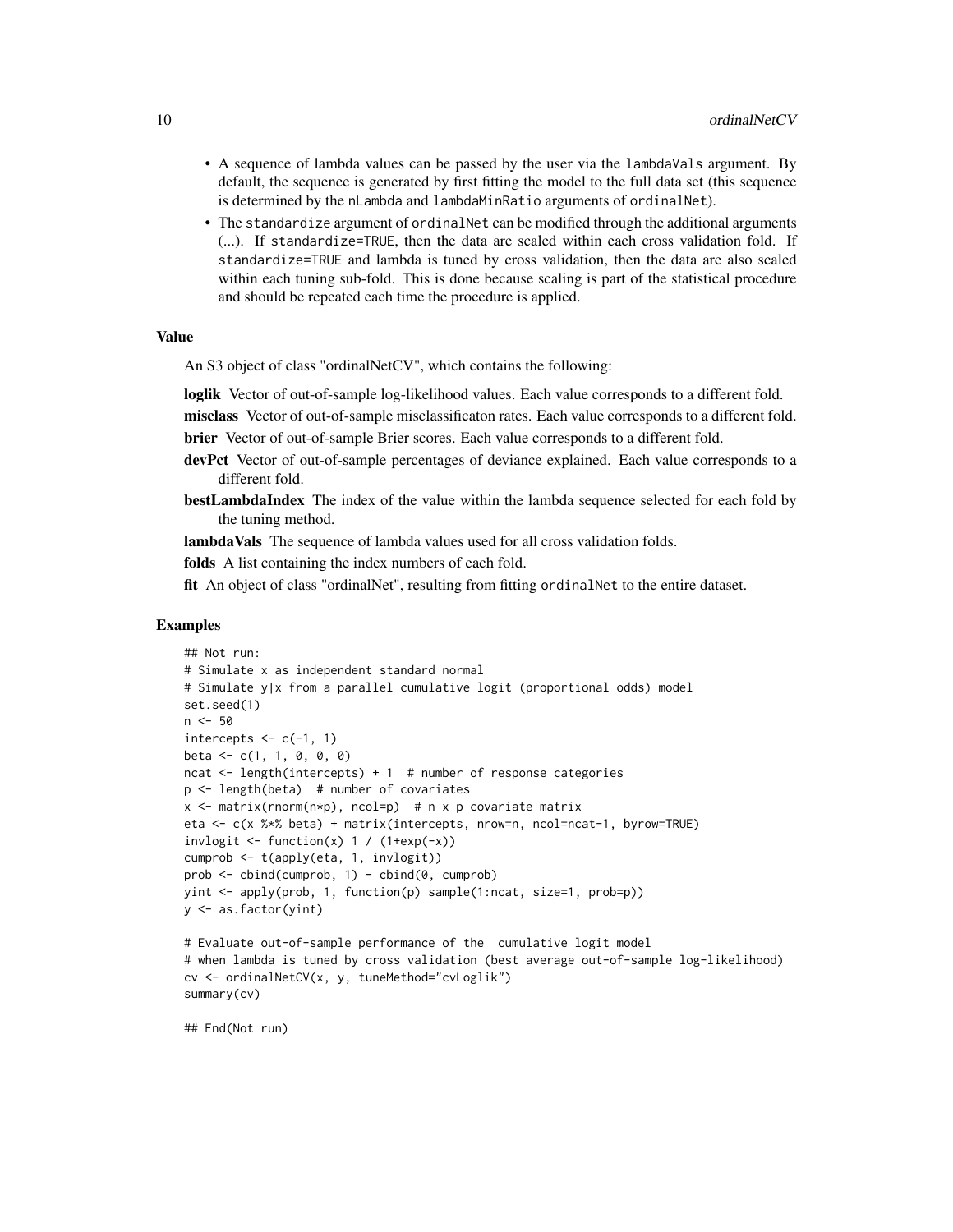- A sequence of lambda values can be passed by the user via the lambdaVals argument. By default, the sequence is generated by first fitting the model to the full data set (this sequence is determined by the nLambda and lambdaMinRatio arguments of ordinalNet).
- The standardize argument of ordinalNet can be modified through the additional arguments (...). If standardize=TRUE, then the data are scaled within each cross validation fold. If standardize=TRUE and lambda is tuned by cross validation, then the data are also scaled within each tuning sub-fold. This is done because scaling is part of the statistical procedure and should be repeated each time the procedure is applied.

## Value

An S3 object of class "ordinalNetCV", which contains the following:

**loglik** Vector of out-of-sample log-likelihood values. Each value corresponds to a different fold.

**misclass** Vector of out-of-sample misclassificaton rates. Each value corresponds to a different fold.

**brier** Vector of out-of-sample Brier scores. Each value corresponds to a different fold.

**devPct** Vector of out-of-sample percentages of deviance explained. Each value corresponds to a different fold.

**bestLambdaIndex** The index of the value within the lambda sequence selected for each fold by the tuning method.

**lambdaVals** The sequence of lambda values used for all cross validation folds.

**folds** A list containing the index numbers of each fold.

**fit** An object of class "ordinalNet", resulting from fitting ordinalNet to the entire dataset.

## Examples

```
## Not run:
# Simulate x as independent standard normal
# Simulate y|x from a parallel cumulative logit (proportional odds) model
set.seed(1)
n <- 50
intercepts <- c(-1, 1)
beta <- c(1, 1, 0, 0, 0)
ncat <- length(intercepts) + 1  # number of response categories
p <- length(beta)  # number of covariates
x <- matrix(rnorm(n*p), ncol=p)  # n x p covariate matrix
eta <- c(x %*% beta) + matrix(intercepts, nrow=n, ncol=ncat-1, byrow=TRUE)
invlogit <- function(x) 1 / (1+exp(-x))
cumprob <- t(apply(eta, 1, invlogit))
prob <- cbind(cumprob, 1) - cbind(0, cumprob)
yint <- apply(prob, 1, function(p) sample(1:ncat, size=1, prob=p))
y <- as.factor(yint)

# Evaluate out-of-sample performance of the  cumulative logit model
# when lambda is tuned by cross validation (best average out-of-sample log-likelihood)
cv <- ordinalNetCV(x, y, tuneMethod="cvLoglik")
summary(cv)

## End(Not run)
```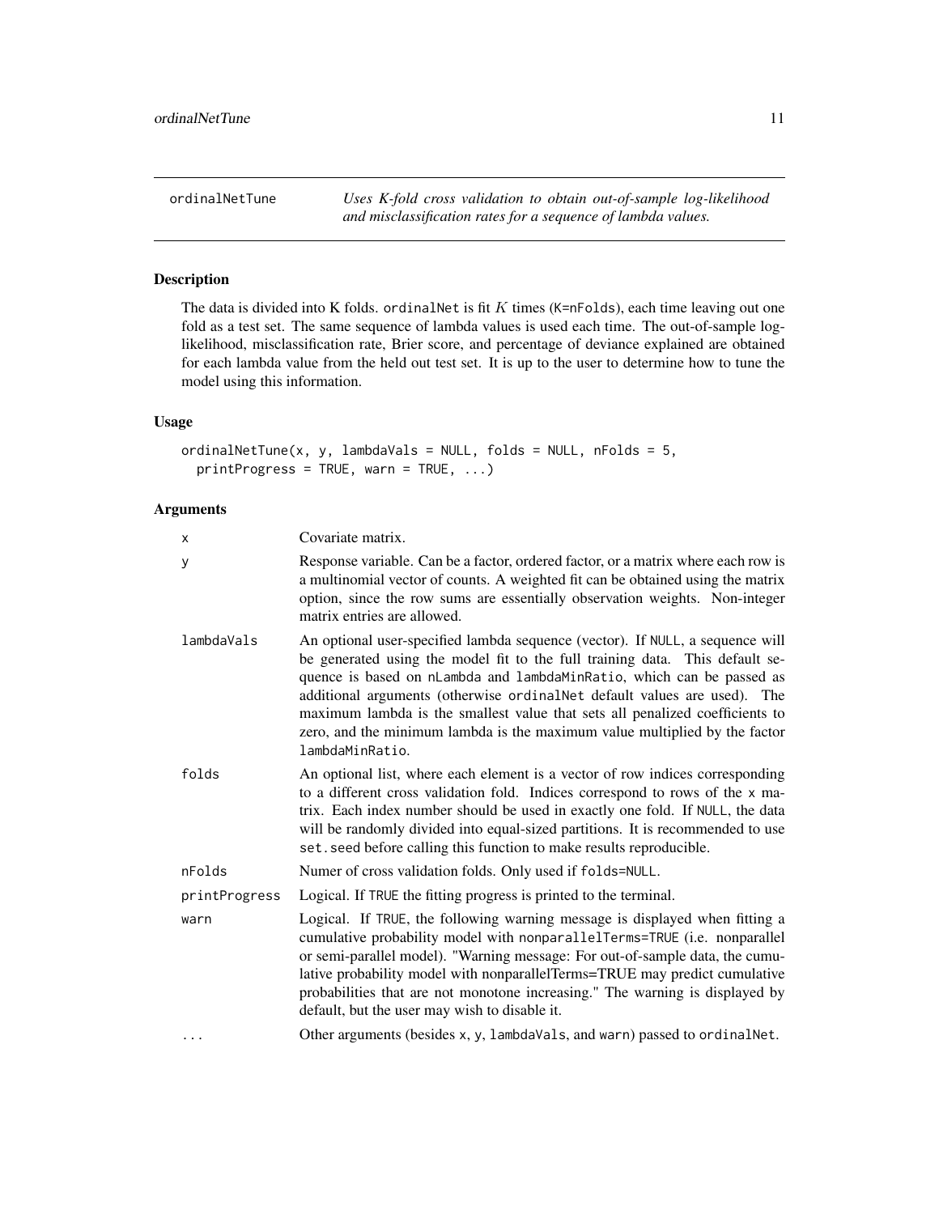`ordinalNetTune` *Uses K-fold cross validation to obtain out-of-sample log-likelihood and misclassification rates for a sequence of lambda values.*

### Description

The data is divided into K folds. `ordinalNet` is fit $K$ times (`K=nFolds`), each time leaving out one fold as a test set. The same sequence of lambda values is used each time. The out-of-sample log-likelihood, misclassification rate, Brier score, and percentage of deviance explained are obtained for each lambda value from the held out test set. It is up to the user to determine how to tune the model using this information.

### Usage

```
ordinalNetTune(x, y, lambdaVals = NULL, folds = NULL, nFolds = 5,
  printProgress = TRUE, warn = TRUE, ...)
```

### Arguments

| | |
|---|---|
| `x` | Covariate matrix. |
| `y` | Response variable. Can be a factor, ordered factor, or a matrix where each row is a multinomial vector of counts. A weighted fit can be obtained using the matrix option, since the row sums are essentially observation weights. Non-integer matrix entries are allowed. |
| `lambdaVals` | An optional user-specified lambda sequence (vector). If `NULL`, a sequence will be generated using the model fit to the full training data. This default sequence is based on `nLambda` and `lambdaMinRatio`, which can be passed as additional arguments (otherwise `ordinalNet` default values are used). The maximum lambda is the smallest value that sets all penalized coefficients to zero, and the minimum lambda is the maximum value multiplied by the factor `lambdaMinRatio`. |
| `folds` | An optional list, where each element is a vector of row indices corresponding to a different cross validation fold. Indices correspond to rows of the `x` matrix. Each index number should be used in exactly one fold. If `NULL`, the data will be randomly divided into equal-sized partitions. It is recommended to use `set.seed` before calling this function to make results reproducible. |
| `nFolds` | Numer of cross validation folds. Only used if `folds=NULL`. |
| `printProgress` | Logical. If `TRUE` the fitting progress is printed to the terminal. |
| `warn` | Logical. If `TRUE`, the following warning message is displayed when fitting a cumulative probability model with `nonparallelTerms=TRUE` (i.e. nonparallel or semi-parallel model). "Warning message: For out-of-sample data, the cumulative probability model with nonparallelTerms=TRUE may predict cumulative probabilities that are not monotone increasing." The warning is displayed by default, but the user may wish to disable it. |
| `...` | Other arguments (besides `x`, `y`, `lambdaVals`, and `warn`) passed to `ordinalNet`. |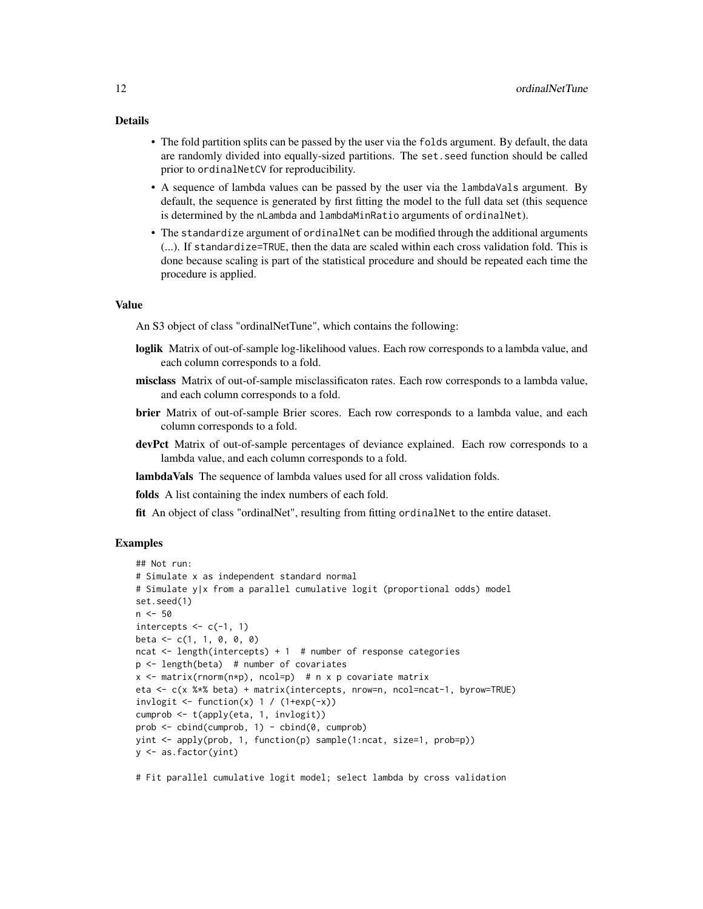## Details

- The fold partition splits can be passed by the user via the `folds` argument. By default, the data are randomly divided into equally-sized partitions. The `set.seed` function should be called prior to `ordinalNetCV` for reproducibility.
- A sequence of lambda values can be passed by the user via the `lambdaVals` argument. By default, the sequence is generated by first fitting the model to the full data set (this sequence is determined by the `nLambda` and `lambdaMinRatio` arguments of `ordinalNet`).
- The `standardize` argument of `ordinalNet` can be modified through the additional arguments (...). If `standardize=TRUE`, then the data are scaled within each cross validation fold. This is done because scaling is part of the statistical procedure and should be repeated each time the procedure is applied.

## Value

An S3 object of class "ordinalNetTune", which contains the following:

**loglik** Matrix of out-of-sample log-likelihood values. Each row corresponds to a lambda value, and each column corresponds to a fold.

**misclass** Matrix of out-of-sample misclassificaton rates. Each row corresponds to a lambda value, and each column corresponds to a fold.

**brier** Matrix of out-of-sample Brier scores. Each row corresponds to a lambda value, and each column corresponds to a fold.

**devPct** Matrix of out-of-sample percentages of deviance explained. Each row corresponds to a lambda value, and each column corresponds to a fold.

**lambdaVals** The sequence of lambda values used for all cross validation folds.

**folds** A list containing the index numbers of each fold.

**fit** An object of class "ordinalNet", resulting from fitting `ordinalNet` to the entire dataset.

## Examples

```
## Not run:
# Simulate x as independent standard normal
# Simulate y|x from a parallel cumulative logit (proportional odds) model
set.seed(1)
n <- 50
intercepts <- c(-1, 1)
beta <- c(1, 1, 0, 0, 0)
ncat <- length(intercepts) + 1  # number of response categories
p <- length(beta)  # number of covariates
x <- matrix(rnorm(n*p), ncol=p)  # n x p covariate matrix
eta <- c(x %*% beta) + matrix(intercepts, nrow=n, ncol=ncat-1, byrow=TRUE)
invlogit <- function(x) 1 / (1+exp(-x))
cumprob <- t(apply(eta, 1, invlogit))
prob <- cbind(cumprob, 1) - cbind(0, cumprob)
yint <- apply(prob, 1, function(p) sample(1:ncat, size=1, prob=p))
y <- as.factor(yint)

# Fit parallel cumulative logit model; select lambda by cross validation
```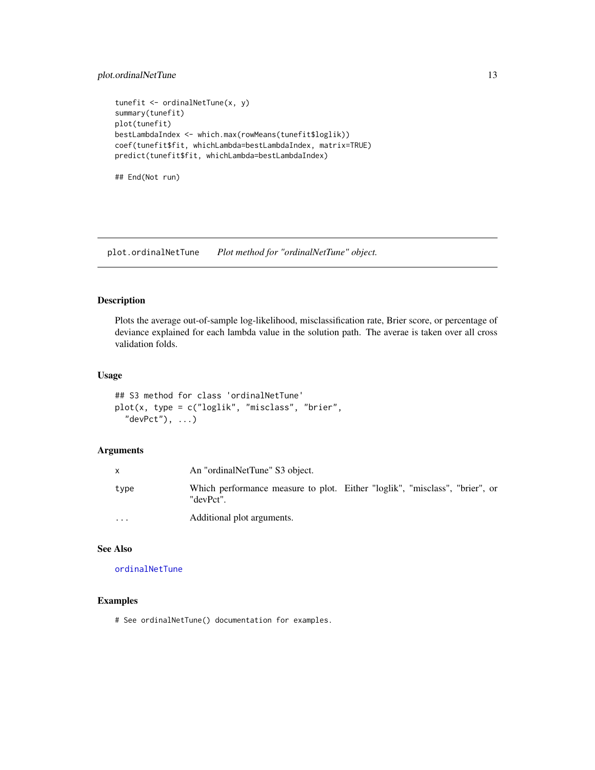```
tunefit <- ordinalNetTune(x, y)
summary(tunefit)
plot(tunefit)
bestLambdaIndex <- which.max(rowMeans(tunefit$loglik))
coef(tunefit$fit, whichLambda=bestLambdaIndex, matrix=TRUE)
predict(tunefit$fit, whichLambda=bestLambdaIndex)

## End(Not run)
```

## plot.ordinalNetTune *Plot method for "ordinalNetTune" object.*

### Description

Plots the average out-of-sample log-likelihood, misclassification rate, Brier score, or percentage of deviance explained for each lambda value in the solution path. The averae is taken over all cross validation folds.

### Usage

```
## S3 method for class 'ordinalNetTune'
plot(x, type = c("loglik", "misclass", "brier",
  "devPct"), ...)
```

### Arguments

| | |
|---|---|
| x | An "ordinalNetTune" S3 object. |
| type | Which performance measure to plot. Either "loglik", "misclass", "brier", or "devPct". |
| ... | Additional plot arguments. |

### See Also

ordinalNetTune

### Examples

```
# See ordinalNetTune() documentation for examples.
```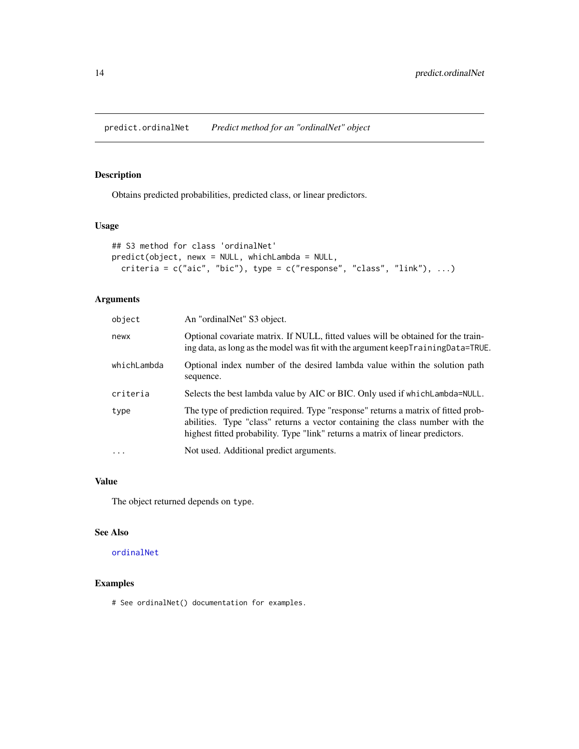predict.ordinalNet &nbsp;&nbsp;&nbsp; *Predict method for an "ordinalNet" object*

## Description

Obtains predicted probabilities, predicted class, or linear predictors.

## Usage

```
## S3 method for class 'ordinalNet'
predict(object, newx = NULL, whichLambda = NULL,
  criteria = c("aic", "bic"), type = c("response", "class", "link"), ...)
```

## Arguments

| | |
|---|---|
| `object` | An "ordinalNet" S3 object. |
| `newx` | Optional covariate matrix. If NULL, fitted values will be obtained for the training data, as long as the model was fit with the argument `keepTrainingData=TRUE`. |
| `whichLambda` | Optional index number of the desired lambda value within the solution path sequence. |
| `criteria` | Selects the best lambda value by AIC or BIC. Only used if `whichLambda=NULL`. |
| `type` | The type of prediction required. Type "response" returns a matrix of fitted probabilities. Type "class" returns a vector containing the class number with the highest fitted probability. Type "link" returns a matrix of linear predictors. |
| `...` | Not used. Additional predict arguments. |

## Value

The object returned depends on `type`.

## See Also

`ordinalNet`

## Examples

```
# See ordinalNet() documentation for examples.
```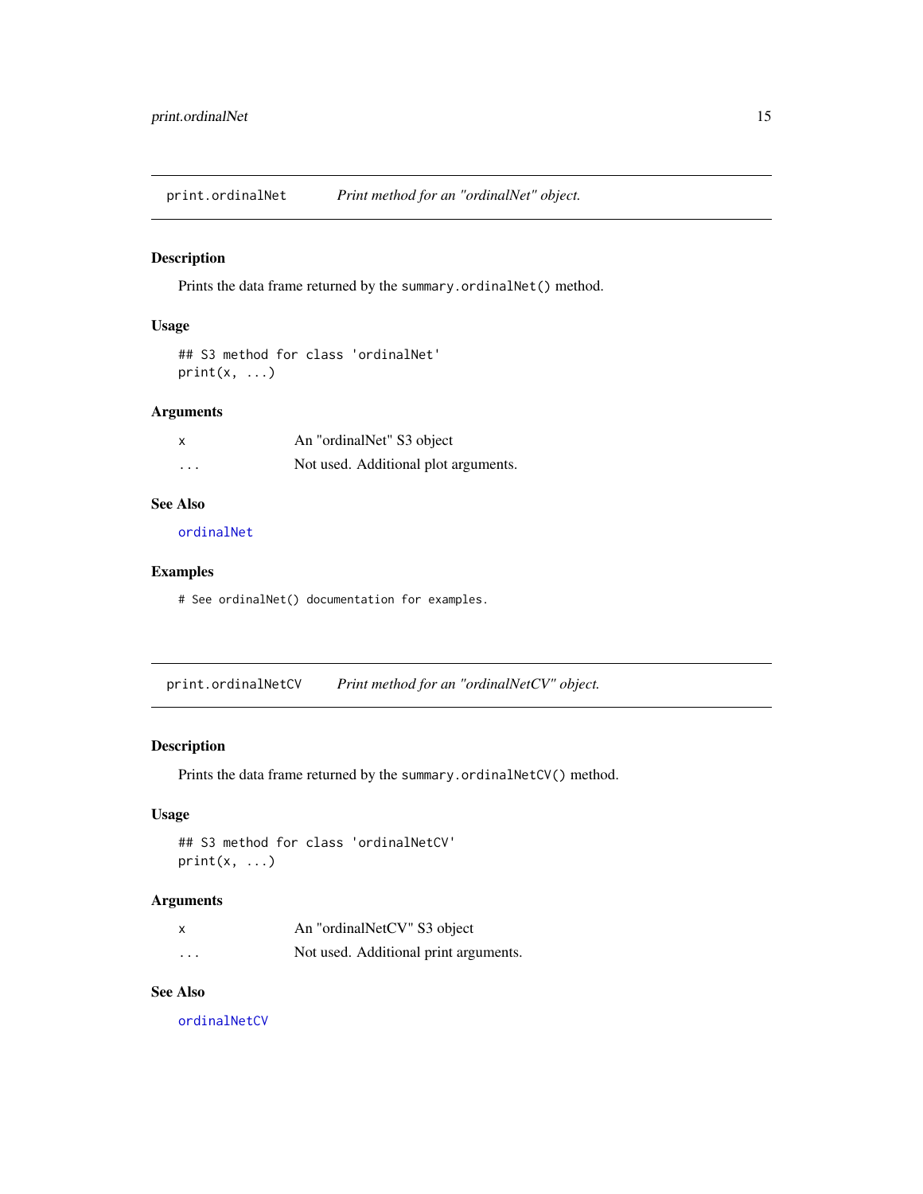## print.ordinalNet — *Print method for an "ordinalNet" object.*

### Description

Prints the data frame returned by the `summary.ordinalNet()` method.

### Usage

```
## S3 method for class 'ordinalNet'
print(x, ...)
```

### Arguments

| | |
|---|---|
| `x` | An "ordinalNet" S3 object |
| `...` | Not used. Additional plot arguments. |

### See Also

`ordinalNet`

### Examples

```
# See ordinalNet() documentation for examples.
```

## print.ordinalNetCV — *Print method for an "ordinalNetCV" object.*

### Description

Prints the data frame returned by the `summary.ordinalNetCV()` method.

### Usage

```
## S3 method for class 'ordinalNetCV'
print(x, ...)
```

### Arguments

| | |
|---|---|
| `x` | An "ordinalNetCV" S3 object |
| `...` | Not used. Additional print arguments. |

### See Also

`ordinalNetCV`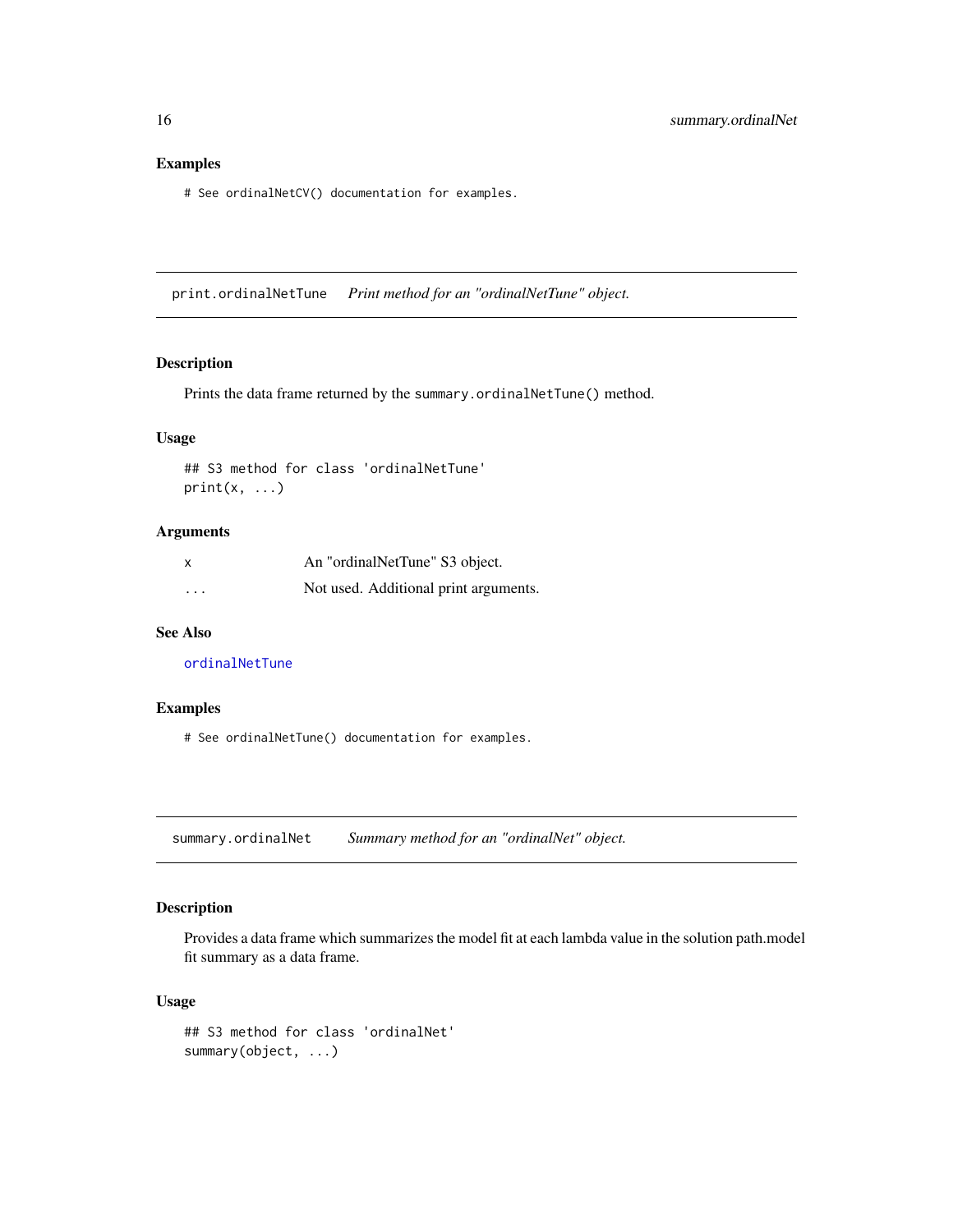## Examples

```
# See ordinalNetCV() documentation for examples.
```

---

## print.ordinalNetTune &nbsp;&nbsp; *Print method for an "ordinalNetTune" object.*

---

### Description

Prints the data frame returned by the `summary.ordinalNetTune()` method.

### Usage

```
## S3 method for class 'ordinalNetTune'
print(x, ...)
```

### Arguments

| | |
|---|---|
| x | An "ordinalNetTune" S3 object. |
| ... | Not used. Additional print arguments. |

### See Also

ordinalNetTune

### Examples

```
# See ordinalNetTune() documentation for examples.
```

---

## summary.ordinalNet &nbsp;&nbsp; *Summary method for an "ordinalNet" object.*

---

### Description

Provides a data frame which summarizes the model fit at each lambda value in the solution path.model fit summary as a data frame.

### Usage

```
## S3 method for class 'ordinalNet'
summary(object, ...)
```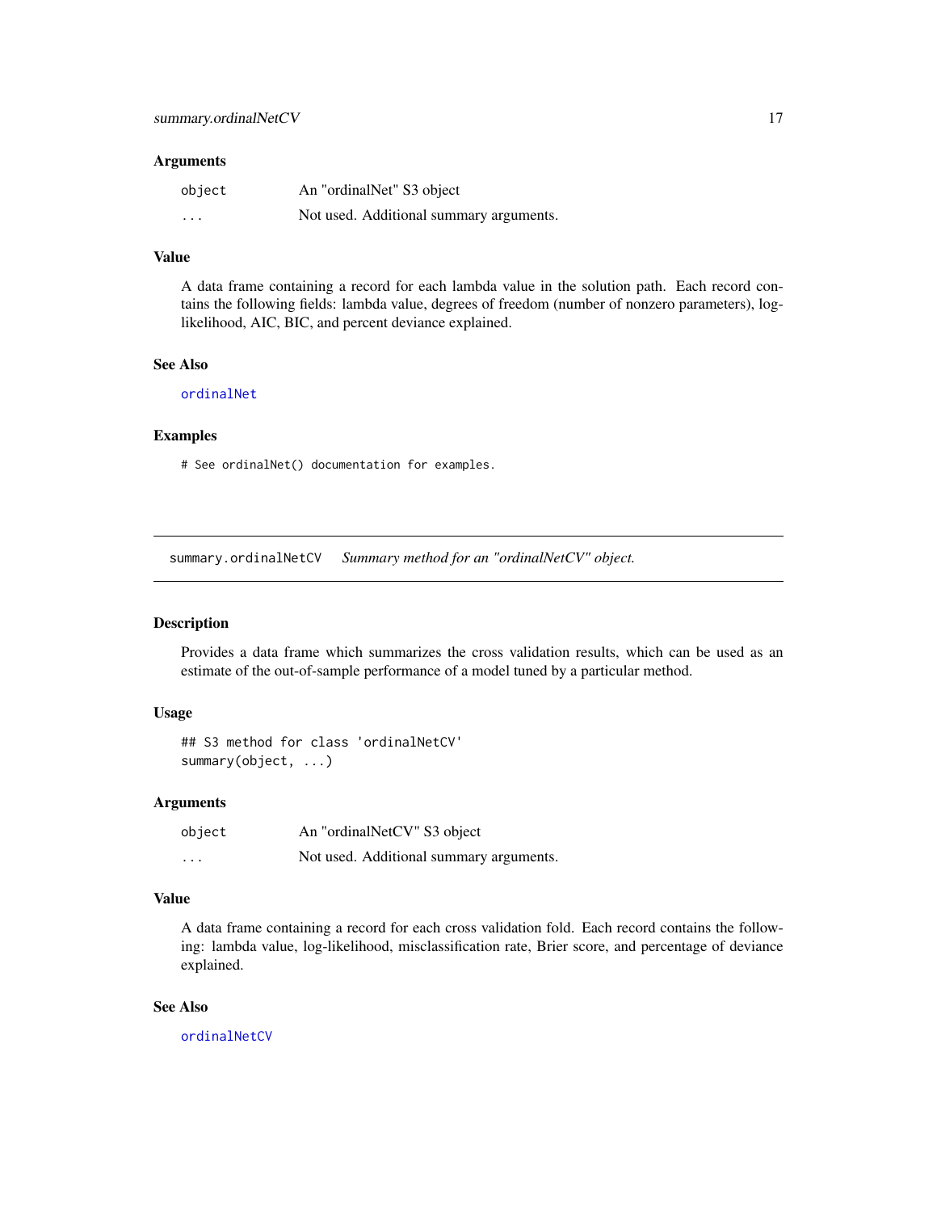### Arguments

| | |
|---|---|
| `object` | An "ordinalNet" S3 object |
| `...` | Not used. Additional summary arguments. |

### Value

A data frame containing a record for each lambda value in the solution path. Each record contains the following fields: lambda value, degrees of freedom (number of nonzero parameters), log-likelihood, AIC, BIC, and percent deviance explained.

### See Also

`ordinalNet`

### Examples

```
# See ordinalNet() documentation for examples.
```

---

## summary.ordinalNetCV    *Summary method for an "ordinalNetCV" object.*

---

### Description

Provides a data frame which summarizes the cross validation results, which can be used as an estimate of the out-of-sample performance of a model tuned by a particular method.

### Usage

```
## S3 method for class 'ordinalNetCV'
summary(object, ...)
```

### Arguments

| | |
|---|---|
| `object` | An "ordinalNetCV" S3 object |
| `...` | Not used. Additional summary arguments. |

### Value

A data frame containing a record for each cross validation fold. Each record contains the following: lambda value, log-likelihood, misclassification rate, Brier score, and percentage of deviance explained.

### See Also

`ordinalNetCV`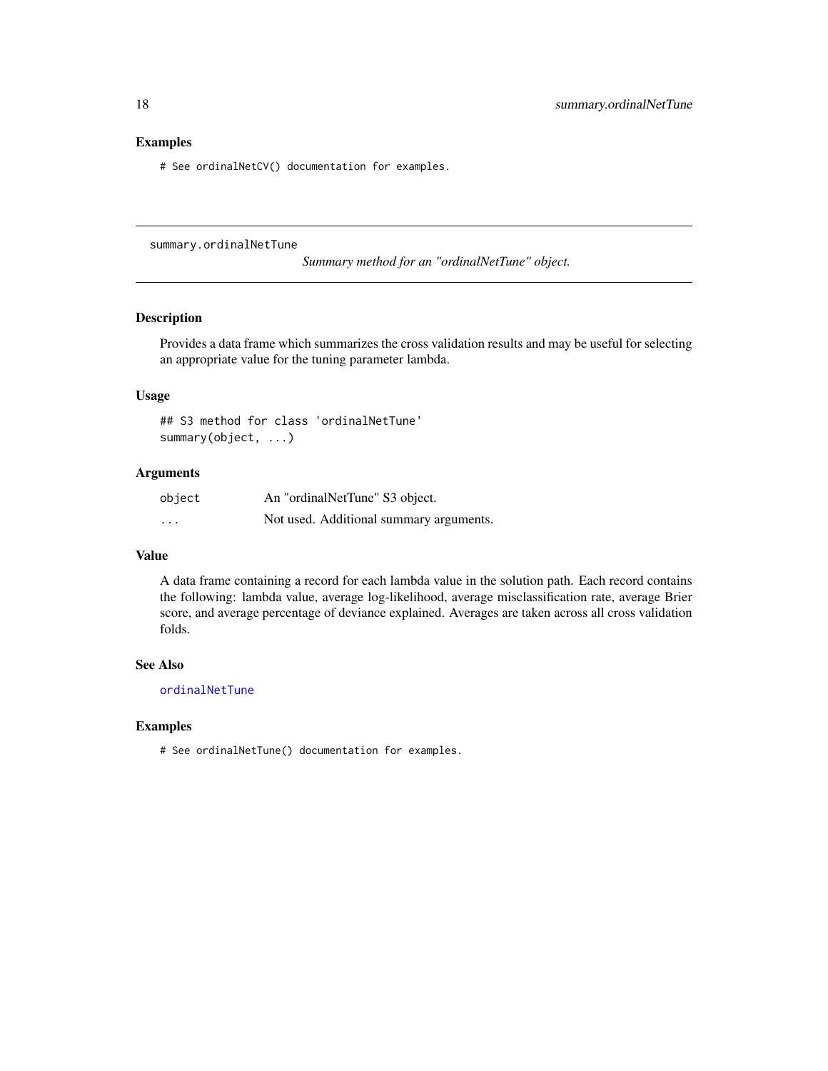## Examples

```
# See ordinalNetCV() documentation for examples.
```

---

# summary.ordinalNetTune

*Summary method for an "ordinalNetTune" object.*

---

## Description

Provides a data frame which summarizes the cross validation results and may be useful for selecting an appropriate value for the tuning parameter lambda.

## Usage

```
## S3 method for class 'ordinalNetTune'
summary(object, ...)
```

## Arguments

| | |
|---|---|
| `object` | An "ordinalNetTune" S3 object. |
| `...` | Not used. Additional summary arguments. |

## Value

A data frame containing a record for each lambda value in the solution path. Each record contains the following: lambda value, average log-likelihood, average misclassification rate, average Brier score, and average percentage of deviance explained. Averages are taken across all cross validation folds.

## See Also

`ordinalNetTune`

## Examples

```
# See ordinalNetTune() documentation for examples.
```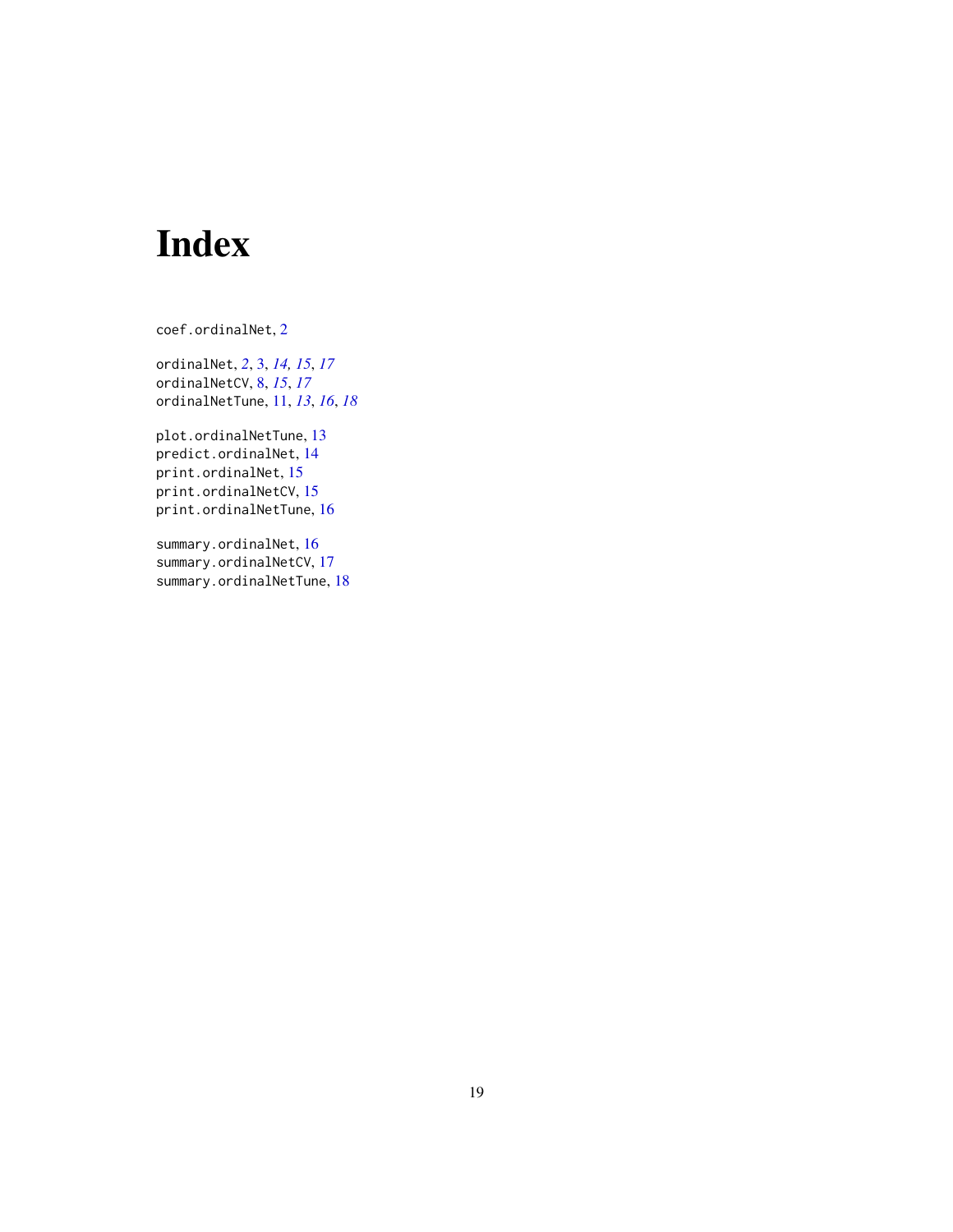# Index

coef.ordinalNet, 2

ordinalNet, *2*, 3, *14, 15*, *17*
ordinalNetCV, 8, *15*, *17*
ordinalNetTune, 11, *13*, *16*, *18*

plot.ordinalNetTune, 13
predict.ordinalNet, 14
print.ordinalNet, 15
print.ordinalNetCV, 15
print.ordinalNetTune, 16

summary.ordinalNet, 16
summary.ordinalNetCV, 17
summary.ordinalNetTune, 18